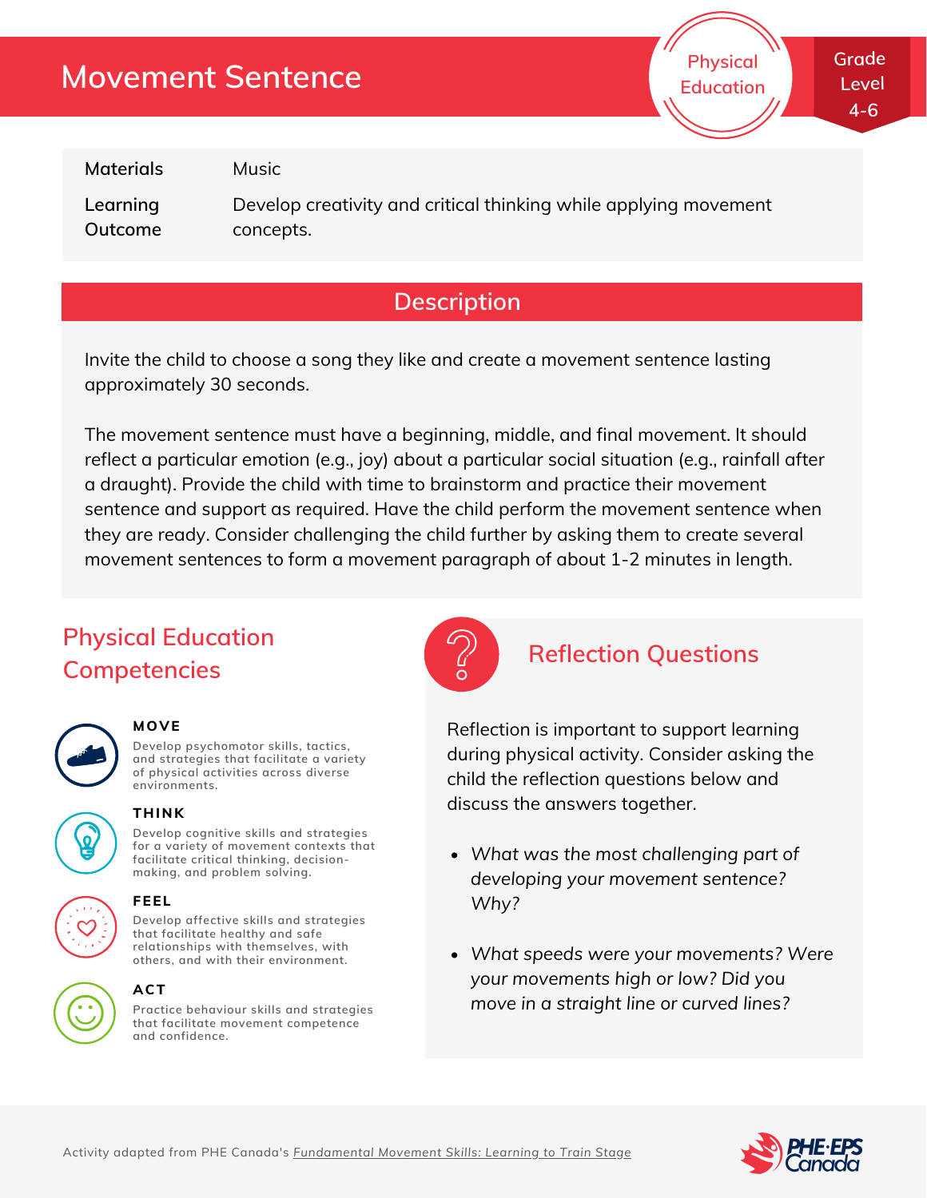# Movement Sentence

Physical Education

Grade Level 4-6

| | |
|---|---|
| **Materials** | Music |
| **Learning Outcome** | Develop creativity and critical thinking while applying movement concepts. |

## Description

Invite the child to choose a song they like and create a movement sentence lasting approximately 30 seconds.

The movement sentence must have a beginning, middle, and final movement. It should reflect a particular emotion (e.g., joy) about a particular social situation (e.g., rainfall after a draught). Provide the child with time to brainstorm and practice their movement sentence and support as required. Have the child perform the movement sentence when they are ready. Consider challenging the child further by asking them to create several movement sentences to form a movement paragraph of about 1-2 minutes in length.

## Physical Education Competencies

**MOVE**

Develop psychomotor skills, tactics, and strategies that facilitate a variety of physical activities across diverse environments.

**THINK**

Develop cognitive skills and strategies for a variety of movement contexts that facilitate critical thinking, decision-making, and problem solving.

**FEEL**

Develop affective skills and strategies that facilitate healthy and safe relationships with themselves, with others, and with their environment.

**ACT**

Practice behaviour skills and strategies that facilitate movement competence and confidence.

## Reflection Questions

Reflection is important to support learning during physical activity. Consider asking the child the reflection questions below and discuss the answers together.

- *What was the most challenging part of developing your movement sentence? Why?*
- *What speeds were your movements? Were your movements high or low? Did you move in a straight line or curved lines?*

Activity adapted from PHE Canada's *Fundamental Movement Skills: Learning to Train Stage*

PHE·EPS Canada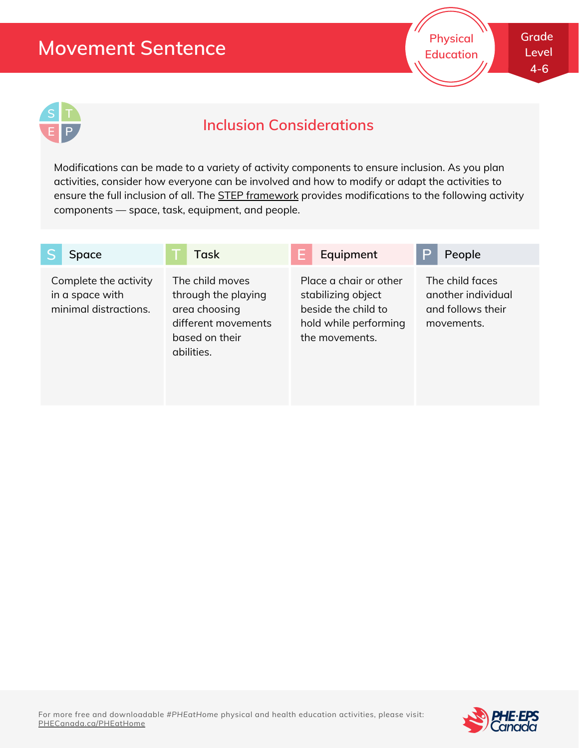# Movement Sentence

Physical Education

Grade Level 4-6

## Inclusion Considerations

Modifications can be made to a variety of activity components to ensure inclusion. As you plan activities, consider how everyone can be involved and how to modify or adapt the activities to ensure the full inclusion of all. The STEP framework provides modifications to the following activity components — space, task, equipment, and people.

| S Space | T Task | E Equipment | P People |
|---|---|---|---|
| Complete the activity in a space with minimal distractions. | The child moves through the playing area choosing different movements based on their abilities. | Place a chair or other stabilizing object beside the child to hold while performing the movements. | The child faces another individual and follows their movements. |